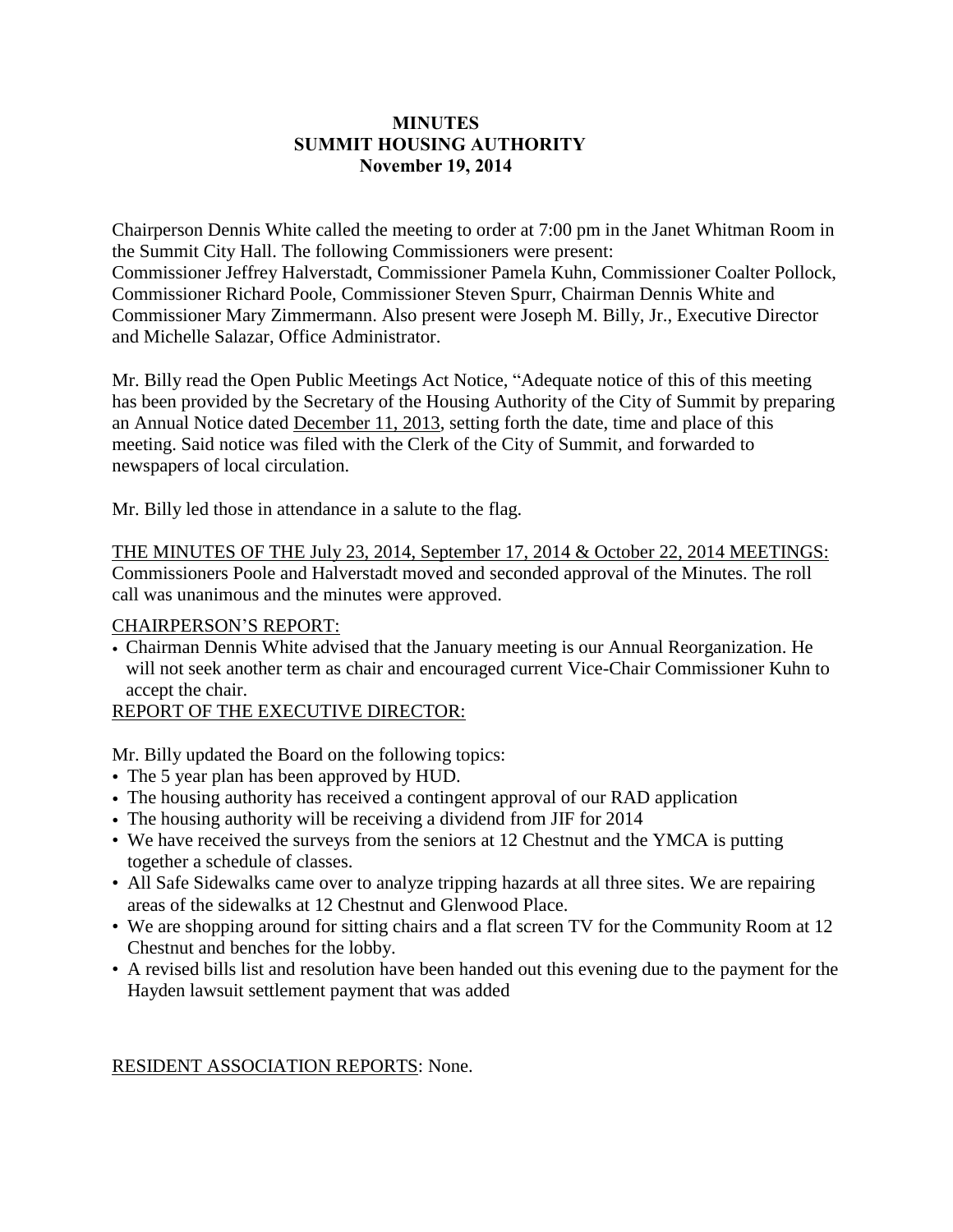**MINUTES**
**SUMMIT HOUSING AUTHORITY**
**November 19, 2014**

Chairperson Dennis White called the meeting to order at 7:00 pm in the Janet Whitman Room in the Summit City Hall. The following Commissioners were present:
Commissioner Jeffrey Halverstadt, Commissioner Pamela Kuhn, Commissioner Coalter Pollock, Commissioner Richard Poole, Commissioner Steven Spurr, Chairman Dennis White and Commissioner Mary Zimmermann. Also present were Joseph M. Billy, Jr., Executive Director and Michelle Salazar, Office Administrator.

Mr. Billy read the Open Public Meetings Act Notice, "Adequate notice of this of this meeting has been provided by the Secretary of the Housing Authority of the City of Summit by preparing an Annual Notice dated <u>December 11, 2013</u>, setting forth the date, time and place of this meeting. Said notice was filed with the Clerk of the City of Summit, and forwarded to newspapers of local circulation.

Mr. Billy led those in attendance in a salute to the flag.

<u>THE MINUTES OF THE July 23, 2014, September 17, 2014 & October 22, 2014 MEETINGS:</u>
Commissioners Poole and Halverstadt moved and seconded approval of the Minutes. The roll call was unanimous and the minutes were approved.

<u>CHAIRPERSON'S REPORT:</u>

- Chairman Dennis White advised that the January meeting is our Annual Reorganization. He will not seek another term as chair and encouraged current Vice-Chair Commissioner Kuhn to accept the chair.

<u>REPORT OF THE EXECUTIVE DIRECTOR:</u>

Mr. Billy updated the Board on the following topics:

- The 5 year plan has been approved by HUD.
- The housing authority has received a contingent approval of our RAD application
- The housing authority will be receiving a dividend from JIF for 2014
- We have received the surveys from the seniors at 12 Chestnut and the YMCA is putting together a schedule of classes.
- All Safe Sidewalks came over to analyze tripping hazards at all three sites. We are repairing areas of the sidewalks at 12 Chestnut and Glenwood Place.
- We are shopping around for sitting chairs and a flat screen TV for the Community Room at 12 Chestnut and benches for the lobby.
- A revised bills list and resolution have been handed out this evening due to the payment for the Hayden lawsuit settlement payment that was added

<u>RESIDENT ASSOCIATION REPORTS</u>: None.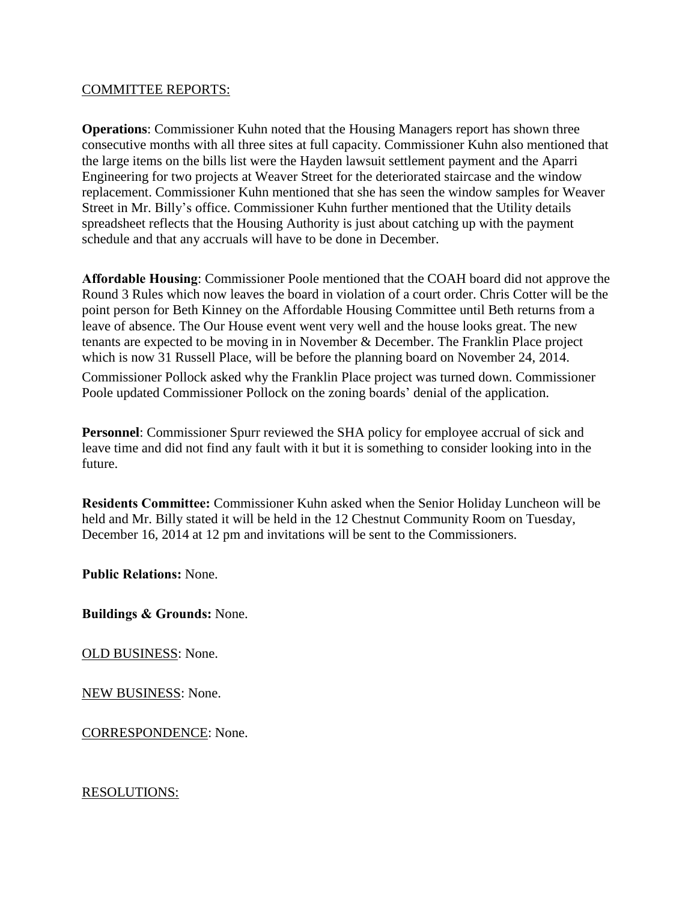COMMITTEE REPORTS:

**Operations**: Commissioner Kuhn noted that the Housing Managers report has shown three consecutive months with all three sites at full capacity. Commissioner Kuhn also mentioned that the large items on the bills list were the Hayden lawsuit settlement payment and the Aparri Engineering for two projects at Weaver Street for the deteriorated staircase and the window replacement. Commissioner Kuhn mentioned that she has seen the window samples for Weaver Street in Mr. Billy's office. Commissioner Kuhn further mentioned that the Utility details spreadsheet reflects that the Housing Authority is just about catching up with the payment schedule and that any accruals will have to be done in December.

**Affordable Housing**: Commissioner Poole mentioned that the COAH board did not approve the Round 3 Rules which now leaves the board in violation of a court order. Chris Cotter will be the point person for Beth Kinney on the Affordable Housing Committee until Beth returns from a leave of absence. The Our House event went very well and the house looks great. The new tenants are expected to be moving in in November & December. The Franklin Place project which is now 31 Russell Place, will be before the planning board on November 24, 2014.

Commissioner Pollock asked why the Franklin Place project was turned down. Commissioner Poole updated Commissioner Pollock on the zoning boards' denial of the application.

**Personnel**: Commissioner Spurr reviewed the SHA policy for employee accrual of sick and leave time and did not find any fault with it but it is something to consider looking into in the future.

**Residents Committee:** Commissioner Kuhn asked when the Senior Holiday Luncheon will be held and Mr. Billy stated it will be held in the 12 Chestnut Community Room on Tuesday, December 16, 2014 at 12 pm and invitations will be sent to the Commissioners.

**Public Relations:** None.

**Buildings & Grounds:** None.

OLD BUSINESS: None.

NEW BUSINESS: None.

CORRESPONDENCE: None.

RESOLUTIONS: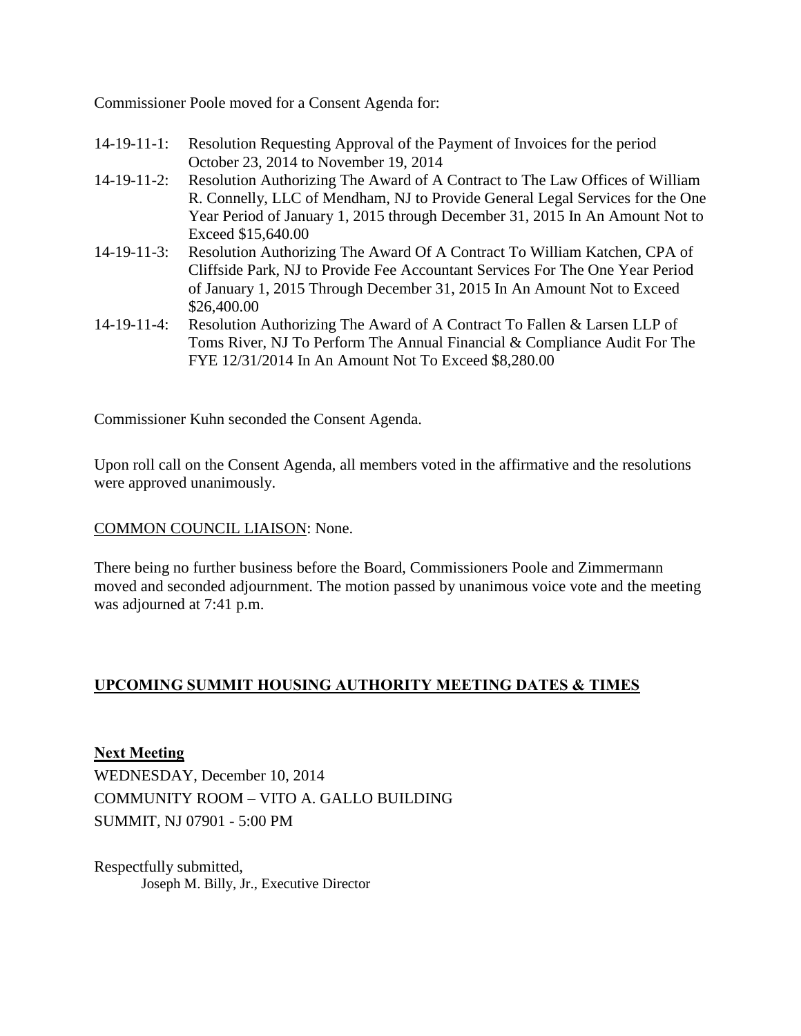Commissioner Poole moved for a Consent Agenda for:

- 14-19-11-1: Resolution Requesting Approval of the Payment of Invoices for the period October 23, 2014 to November 19, 2014
- 14-19-11-2: Resolution Authorizing The Award of A Contract to The Law Offices of William R. Connelly, LLC of Mendham, NJ to Provide General Legal Services for the One Year Period of January 1, 2015 through December 31, 2015 In An Amount Not to Exceed $15,640.00
- 14-19-11-3: Resolution Authorizing The Award Of A Contract To William Katchen, CPA of Cliffside Park, NJ to Provide Fee Accountant Services For The One Year Period of January 1, 2015 Through December 31, 2015 In An Amount Not to Exceed $26,400.00
- 14-19-11-4: Resolution Authorizing The Award of A Contract To Fallen & Larsen LLP of Toms River, NJ To Perform The Annual Financial & Compliance Audit For The FYE 12/31/2014 In An Amount Not To Exceed $8,280.00

Commissioner Kuhn seconded the Consent Agenda.

Upon roll call on the Consent Agenda, all members voted in the affirmative and the resolutions were approved unanimously.

<u>COMMON COUNCIL LIAISON</u>: None.

There being no further business before the Board, Commissioners Poole and Zimmermann moved and seconded adjournment. The motion passed by unanimous voice vote and the meeting was adjourned at 7:41 p.m.

## UPCOMING SUMMIT HOUSING AUTHORITY MEETING DATES & TIMES

**Next Meeting**

WEDNESDAY, December 10, 2014
COMMUNITY ROOM – VITO A. GALLO BUILDING
SUMMIT, NJ 07901 - 5:00 PM

Respectfully submitted,
Joseph M. Billy, Jr., Executive Director